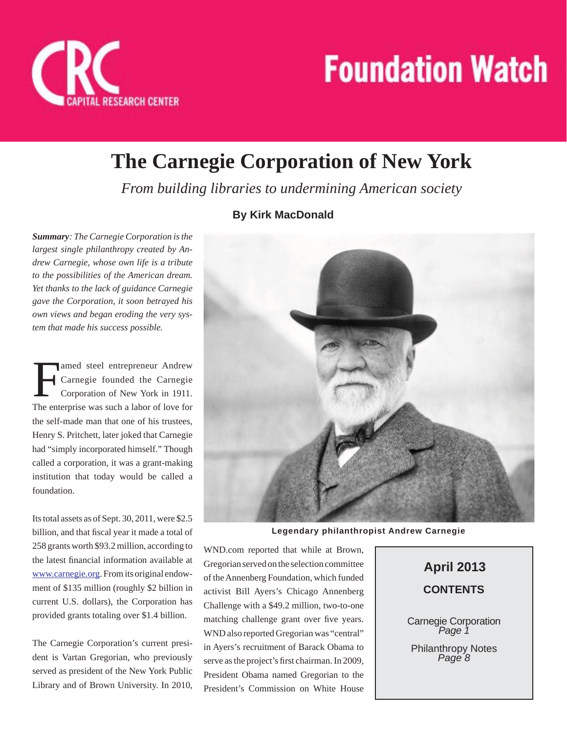# Foundation Watch

CRC Capital Research Center

# The Carnegie Corporation of New York

*From building libraries to undermining American society*

**By Kirk MacDonald**

***Summary****: The Carnegie Corporation is the largest single philanthropy created by Andrew Carnegie, whose own life is a tribute to the possibilities of the American dream. Yet thanks to the lack of guidance Carnegie gave the Corporation, it soon betrayed his own views and began eroding the very system that made his success possible.*

Famed steel entrepreneur Andrew Carnegie founded the Carnegie Corporation of New York in 1911. The enterprise was such a labor of love for the self-made man that one of his trustees, Henry S. Pritchett, later joked that Carnegie had "simply incorporated himself." Though called a corporation, it was a grant-making institution that today would be called a foundation.

Its total assets as of Sept. 30, 2011, were $2.5 billion, and that fiscal year it made a total of 258 grants worth $93.2 million, according to the latest financial information available at www.carnegie.org. From its original endowment of $135 million (roughly $2 billion in current U.S. dollars), the Corporation has provided grants totaling over $1.4 billion.

The Carnegie Corporation's current president is Vartan Gregorian, who previously served as president of the New York Public Library and of Brown University. In 2010, WND.com reported that while at Brown, Gregorian served on the selection committee of the Annenberg Foundation, which funded activist Bill Ayers's Chicago Annenberg Challenge with a $49.2 million, two-to-one matching challenge grant over five years. WND also reported Gregorian was "central" in Ayers's recruitment of Barack Obama to serve as the project's first chairman. In 2009, President Obama named Gregorian to the President's Commission on White House

**Legendary philanthropist Andrew Carnegie**

**April 2013**

**CONTENTS**

Carnegie Corporation
*Page 1*

Philanthropy Notes
*Page 8*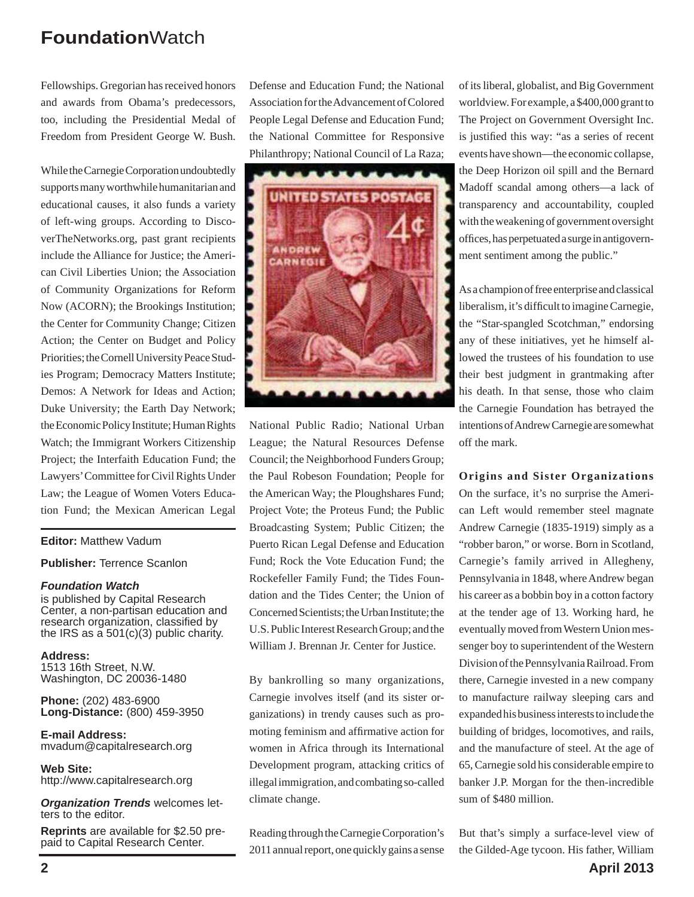Fellowships. Gregorian has received honors and awards from Obama's predecessors, too, including the Presidential Medal of Freedom from President George W. Bush.

While the Carnegie Corporation undoubtedly supports many worthwhile humanitarian and educational causes, it also funds a variety of left-wing groups. According to DiscoverTheNetworks.org, past grant recipients include the Alliance for Justice; the American Civil Liberties Union; the Association of Community Organizations for Reform Now (ACORN); the Brookings Institution; the Center for Community Change; Citizen Action; the Center on Budget and Policy Priorities; the Cornell University Peace Studies Program; Democracy Matters Institute; Demos: A Network for Ideas and Action; Duke University; the Earth Day Network; the Economic Policy Institute; Human Rights Watch; the Immigrant Workers Citizenship Project; the Interfaith Education Fund; the Lawyers' Committee for Civil Rights Under Law; the League of Women Voters Education Fund; the Mexican American Legal Defense and Education Fund; the National Association for the Advancement of Colored People Legal Defense and Education Fund; the National Committee for Responsive Philanthropy; National Council of La Raza; National Public Radio; National Urban League; the Natural Resources Defense Council; the Neighborhood Funders Group; the Paul Robeson Foundation; People for the American Way; the Ploughshares Fund; Project Vote; the Proteus Fund; the Public Broadcasting System; Public Citizen; the Puerto Rican Legal Defense and Education Fund; Rock the Vote Education Fund; the Rockefeller Family Fund; the Tides Foundation and the Tides Center; the Union of Concerned Scientists; the Urban Institute; the U.S. Public Interest Research Group; and the William J. Brennan Jr. Center for Justice.

By bankrolling so many organizations, Carnegie involves itself (and its sister organizations) in trendy causes such as promoting feminism and affirmative action for women in Africa through its International Development program, attacking critics of illegal immigration, and combating so-called climate change.

Reading through the Carnegie Corporation's 2011 annual report, one quickly gains a sense of its liberal, globalist, and Big Government worldview. For example, a $400,000 grant to The Project on Government Oversight Inc. is justified this way: "as a series of recent events have shown—the economic collapse, the Deep Horizon oil spill and the Bernard Madoff scandal among others—a lack of transparency and accountability, coupled with the weakening of government oversight offices, has perpetuated a surge in antigovernment sentiment among the public."

As a champion of free enterprise and classical liberalism, it's difficult to imagine Carnegie, the "Star-spangled Scotchman," endorsing any of these initiatives, yet he himself allowed the trustees of his foundation to use their best judgment in grantmaking after his death. In that sense, those who claim the Carnegie Foundation has betrayed the intentions of Andrew Carnegie are somewhat off the mark.

**Origins and Sister Organizations**

On the surface, it's no surprise the American Left would remember steel magnate Andrew Carnegie (1835-1919) simply as a "robber baron," or worse. Born in Scotland, Carnegie's family arrived in Allegheny, Pennsylvania in 1848, where Andrew began his career as a bobbin boy in a cotton factory at the tender age of 13. Working hard, he eventually moved from Western Union messenger boy to superintendent of the Western Division of the Pennsylvania Railroad. From there, Carnegie invested in a new company to manufacture railway sleeping cars and expanded his business interests to include the building of bridges, locomotives, and rails, and the manufacture of steel. At the age of 65, Carnegie sold his considerable empire to banker J.P. Morgan for the then-incredible sum of $480 million.

But that's simply a surface-level view of the Gilded-Age tycoon. His father, William

---

**Editor:** Matthew Vadum

**Publisher:** Terrence Scanlon

***Foundation Watch*** is published by Capital Research Center, a non-partisan education and research organization, classified by the IRS as a 501(c)(3) public charity.

**Address:**
1513 16th Street, N.W.
Washington, DC 20036-1480

**Phone:** (202) 483-6900
**Long-Distance:** (800) 459-3950

**E-mail Address:**
mvadum@capitalresearch.org

**Web Site:**
http://www.capitalresearch.org

***Organization Trends*** welcomes letters to the editor.

**Reprints** are available for $2.50 prepaid to Capital Research Center.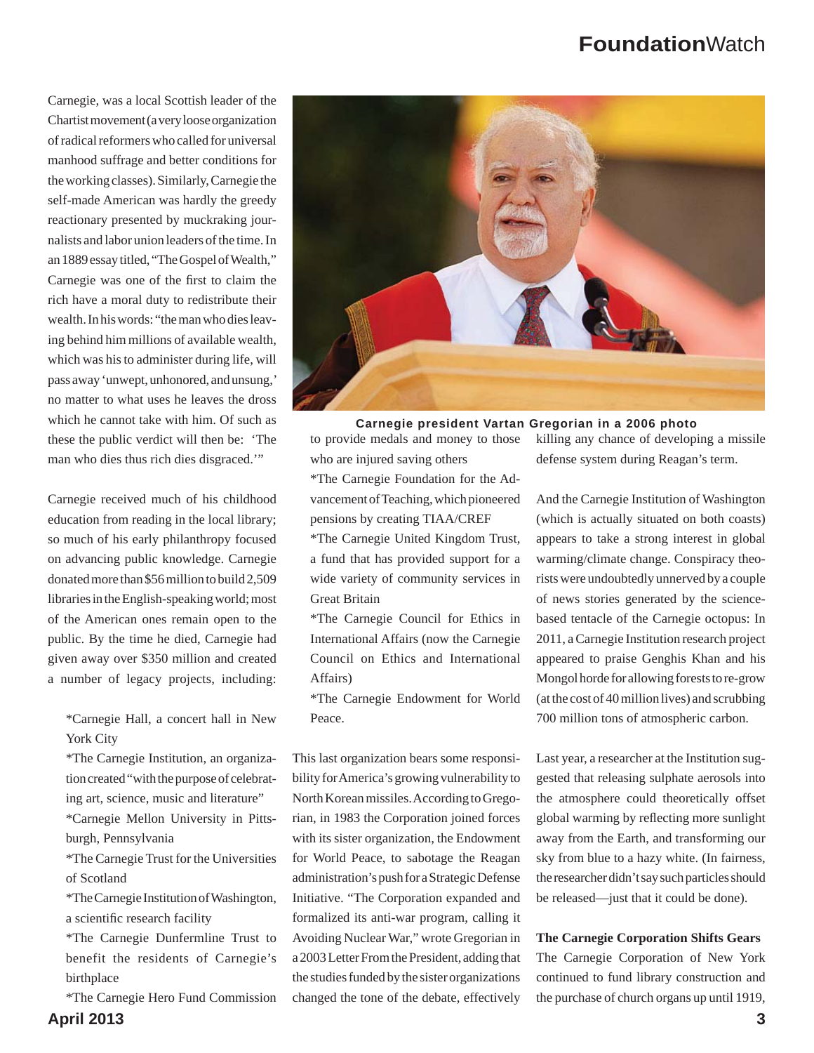Carnegie, was a local Scottish leader of the Chartist movement (a very loose organization of radical reformers who called for universal manhood suffrage and better conditions for the working classes). Similarly, Carnegie the self-made American was hardly the greedy reactionary presented by muckraking journalists and labor union leaders of the time. In an 1889 essay titled, "The Gospel of Wealth," Carnegie was one of the first to claim the rich have a moral duty to redistribute their wealth. In his words: "the man who dies leaving behind him millions of available wealth, which was his to administer during life, will pass away 'unwept, unhonored, and unsung,' no matter to what uses he leaves the dross which he cannot take with him. Of such as these the public verdict will then be: 'The man who dies thus rich dies disgraced.'"

Carnegie received much of his childhood education from reading in the local library; so much of his early philanthropy focused on advancing public knowledge. Carnegie donated more than $56 million to build 2,509 libraries in the English-speaking world; most of the American ones remain open to the public. By the time he died, Carnegie had given away over $350 million and created a number of legacy projects, including:

*Carnegie Hall, a concert hall in New York City
*The Carnegie Institution, an organization created "with the purpose of celebrating art, science, music and literature"
*Carnegie Mellon University in Pittsburgh, Pennsylvania
*The Carnegie Trust for the Universities of Scotland
*The Carnegie Institution of Washington, a scientific research facility
*The Carnegie Dunfermline Trust to benefit the residents of Carnegie's birthplace
*The Carnegie Hero Fund Commission to provide medals and money to those who are injured saving others
*The Carnegie Foundation for the Advancement of Teaching, which pioneered pensions by creating TIAA/CREF
*The Carnegie United Kingdom Trust, a fund that has provided support for a wide variety of community services in Great Britain
*The Carnegie Council for Ethics in International Affairs (now the Carnegie Council on Ethics and International Affairs)
*The Carnegie Endowment for World Peace.

Carnegie president Vartan Gregorian in a 2006 photo

This last organization bears some responsibility for America's growing vulnerability to North Korean missiles. According to Gregorian, in 1983 the Corporation joined forces with its sister organization, the Endowment for World Peace, to sabotage the Reagan administration's push for a Strategic Defense Initiative. "The Corporation expanded and formalized its anti-war program, calling it Avoiding Nuclear War," wrote Gregorian in a 2003 Letter From the President, adding that the studies funded by the sister organizations changed the tone of the debate, effectively killing any chance of developing a missile defense system during Reagan's term.

And the Carnegie Institution of Washington (which is actually situated on both coasts) appears to take a strong interest in global warming/climate change. Conspiracy theorists were undoubtedly unnerved by a couple of news stories generated by the science-based tentacle of the Carnegie octopus: In 2011, a Carnegie Institution research project appeared to praise Genghis Khan and his Mongol horde for allowing forests to re-grow (at the cost of 40 million lives) and scrubbing 700 million tons of atmospheric carbon.

Last year, a researcher at the Institution suggested that releasing sulphate aerosols into the atmosphere could theoretically offset global warming by reflecting more sunlight away from the Earth, and transforming our sky from blue to a hazy white. (In fairness, the researcher didn't say such particles should be released—just that it could be done).

**The Carnegie Corporation Shifts Gears**

The Carnegie Corporation of New York continued to fund library construction and the purchase of church organs up until 1919,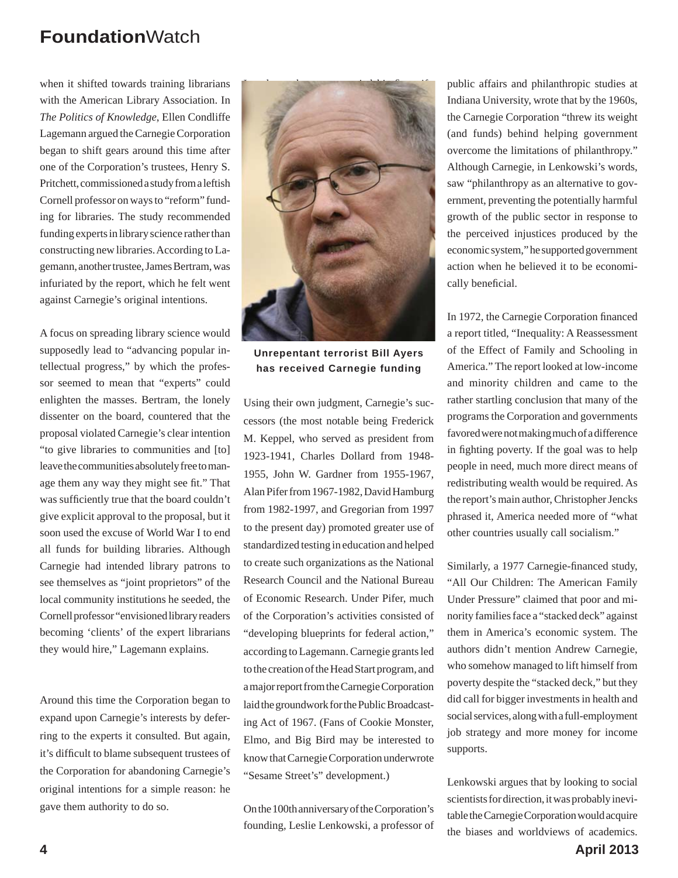when it shifted towards training librarians with the American Library Association. In *The Politics of Knowledge*, Ellen Condliffe Lagemann argued the Carnegie Corporation began to shift gears around this time after one of the Corporation's trustees, Henry S. Pritchett, commissioned a study from a leftish Cornell professor on ways to "reform" funding for libraries. The study recommended funding experts in library science rather than constructing new libraries. According to Lagemann, another trustee, James Bertram, was infuriated by the report, which he felt went against Carnegie's original intentions.

A focus on spreading library science would supposedly lead to "advancing popular intellectual progress," by which the professor seemed to mean that "experts" could enlighten the masses. Bertram, the lonely dissenter on the board, countered that the proposal violated Carnegie's clear intention "to give libraries to communities and [to] leave the communities absolutely free to manage them any way they might see fit." That was sufficiently true that the board couldn't give explicit approval to the proposal, but it soon used the excuse of World War I to end all funds for building libraries. Although Carnegie had intended library patrons to see themselves as "joint proprietors" of the local community institutions he seeded, the Cornell professor "envisioned library readers becoming 'clients' of the expert librarians they would hire," Lagemann explains.

Around this time the Corporation began to expand upon Carnegie's interests by deferring to the experts it consulted. But again, it's difficult to blame subsequent trustees of the Corporation for abandoning Carnegie's original intentions for a simple reason: he gave them authority to do so.

**Unrepentant terrorist Bill Ayers has received Carnegie funding**

Using their own judgment, Carnegie's successors (the most notable being Frederick M. Keppel, who served as president from 1923-1941, Charles Dollard from 1948-1955, John W. Gardner from 1955-1967, Alan Pifer from 1967-1982, David Hamburg from 1982-1997, and Gregorian from 1997 to the present day) promoted greater use of standardized testing in education and helped to create such organizations as the National Research Council and the National Bureau of Economic Research. Under Pifer, much of the Corporation's activities consisted of "developing blueprints for federal action," according to Lagemann. Carnegie grants led to the creation of the Head Start program, and a major report from the Carnegie Corporation laid the groundwork for the Public Broadcasting Act of 1967. (Fans of Cookie Monster, Elmo, and Big Bird may be interested to know that Carnegie Corporation underwrote "Sesame Street's" development.)

On the 100th anniversary of the Corporation's founding, Leslie Lenkowski, a professor of public affairs and philanthropic studies at Indiana University, wrote that by the 1960s, the Carnegie Corporation "threw its weight (and funds) behind helping government overcome the limitations of philanthropy." Although Carnegie, in Lenkowski's words, saw "philanthropy as an alternative to government, preventing the potentially harmful growth of the public sector in response to the perceived injustices produced by the economic system," he supported government action when he believed it to be economically beneficial.

In 1972, the Carnegie Corporation financed a report titled, "Inequality: A Reassessment of the Effect of Family and Schooling in America." The report looked at low-income and minority children and came to the rather startling conclusion that many of the programs the Corporation and governments favored were not making much of a difference in fighting poverty. If the goal was to help people in need, much more direct means of redistributing wealth would be required. As the report's main author, Christopher Jencks phrased it, America needed more of "what other countries usually call socialism."

Similarly, a 1977 Carnegie-financed study, "All Our Children: The American Family Under Pressure" claimed that poor and minority families face a "stacked deck" against them in America's economic system. The authors didn't mention Andrew Carnegie, who somehow managed to lift himself from poverty despite the "stacked deck," but they did call for bigger investments in health and social services, along with a full-employment job strategy and more money for income supports.

Lenkowski argues that by looking to social scientists for direction, it was probably inevitable the Carnegie Corporation would acquire the biases and worldviews of academics.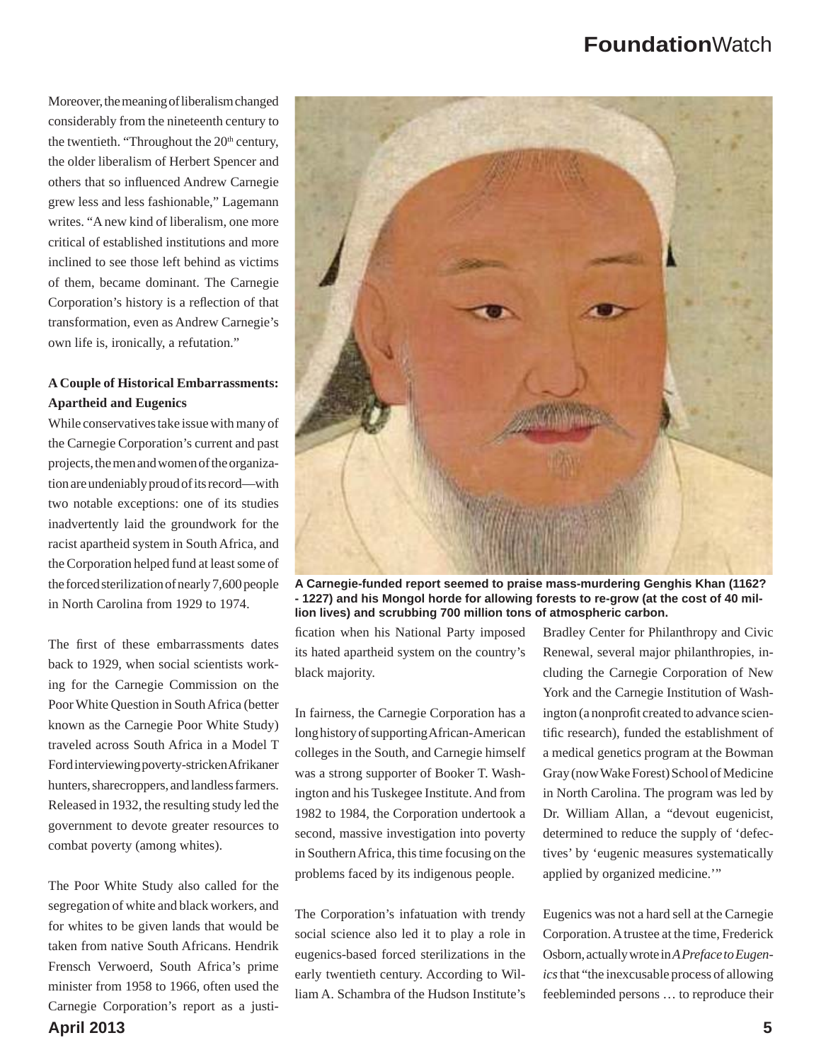Moreover, the meaning of liberalism changed considerably from the nineteenth century to the twentieth. "Throughout the 20th century, the older liberalism of Herbert Spencer and others that so influenced Andrew Carnegie grew less and less fashionable," Lagemann writes. "A new kind of liberalism, one more critical of established institutions and more inclined to see those left behind as victims of them, became dominant. The Carnegie Corporation's history is a reflection of that transformation, even as Andrew Carnegie's own life is, ironically, a refutation."

### A Couple of Historical Embarrassments: Apartheid and Eugenics

While conservatives take issue with many of the Carnegie Corporation's current and past projects, the men and women of the organization are undeniably proud of its record—with two notable exceptions: one of its studies inadvertently laid the groundwork for the racist apartheid system in South Africa, and the Corporation helped fund at least some of the forced sterilization of nearly 7,600 people in North Carolina from 1929 to 1974.

**A Carnegie-funded report seemed to praise mass-murdering Genghis Khan (1162? - 1227) and his Mongol horde for allowing forests to re-grow (at the cost of 40 million lives) and scrubbing 700 million tons of atmospheric carbon.**

The first of these embarrassments dates back to 1929, when social scientists working for the Carnegie Commission on the Poor White Question in South Africa (better known as the Carnegie Poor White Study) traveled across South Africa in a Model T Ford interviewing poverty-stricken Afrikaner hunters, sharecroppers, and landless farmers. Released in 1932, the resulting study led the government to devote greater resources to combat poverty (among whites).

The Poor White Study also called for the segregation of white and black workers, and for whites to be given lands that would be taken from native South Africans. Hendrik Frensch Verwoerd, South Africa's prime minister from 1958 to 1966, often used the Carnegie Corporation's report as a justification when his National Party imposed its hated apartheid system on the country's black majority.

In fairness, the Carnegie Corporation has a long history of supporting African-American colleges in the South, and Carnegie himself was a strong supporter of Booker T. Washington and his Tuskegee Institute. And from 1982 to 1984, the Corporation undertook a second, massive investigation into poverty in Southern Africa, this time focusing on the problems faced by its indigenous people.

The Corporation's infatuation with trendy social science also led it to play a role in eugenics-based forced sterilizations in the early twentieth century. According to William A. Schambra of the Hudson Institute's Bradley Center for Philanthropy and Civic Renewal, several major philanthropies, including the Carnegie Corporation of New York and the Carnegie Institution of Washington (a nonprofit created to advance scientific research), funded the establishment of a medical genetics program at the Bowman Gray (now Wake Forest) School of Medicine in North Carolina. The program was led by Dr. William Allan, a "devout eugenicist, determined to reduce the supply of 'defectives' by 'eugenic measures systematically applied by organized medicine.'"

Eugenics was not a hard sell at the Carnegie Corporation. A trustee at the time, Frederick Osborn, actually wrote in *A Preface to Eugenics* that "the inexcusable process of allowing feebleminded persons … to reproduce their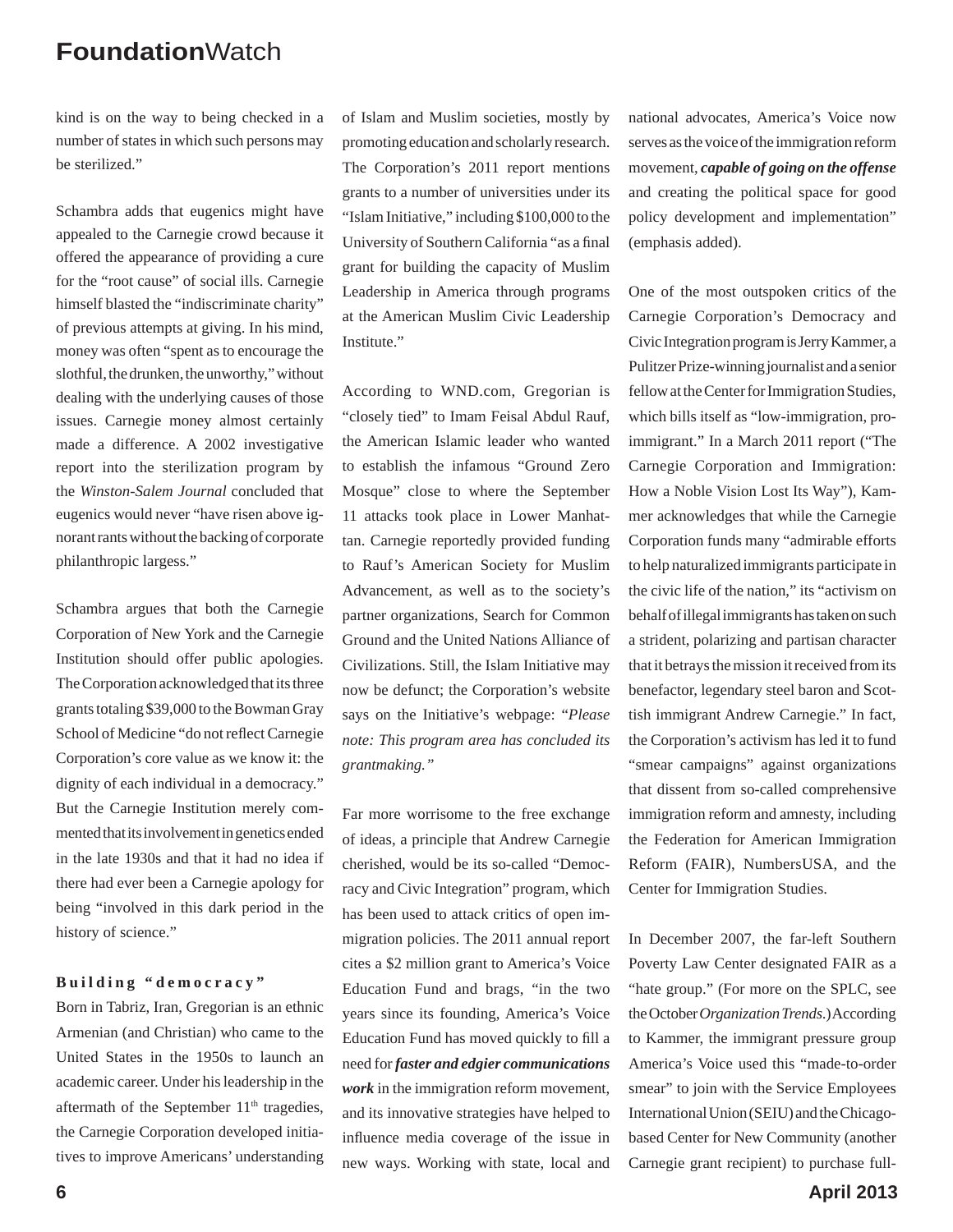kind is on the way to being checked in a number of states in which such persons may be sterilized."

Schambra adds that eugenics might have appealed to the Carnegie crowd because it offered the appearance of providing a cure for the "root cause" of social ills. Carnegie himself blasted the "indiscriminate charity" of previous attempts at giving. In his mind, money was often "spent as to encourage the slothful, the drunken, the unworthy," without dealing with the underlying causes of those issues. Carnegie money almost certainly made a difference. A 2002 investigative report into the sterilization program by the *Winston-Salem Journal* concluded that eugenics would never "have risen above ignorant rants without the backing of corporate philanthropic largess."

Schambra argues that both the Carnegie Corporation of New York and the Carnegie Institution should offer public apologies. The Corporation acknowledged that its three grants totaling $39,000 to the Bowman Gray School of Medicine "do not reflect Carnegie Corporation's core value as we know it: the dignity of each individual in a democracy." But the Carnegie Institution merely commented that its involvement in genetics ended in the late 1930s and that it had no idea if there had ever been a Carnegie apology for being "involved in this dark period in the history of science."

### Building "democracy"

Born in Tabriz, Iran, Gregorian is an ethnic Armenian (and Christian) who came to the United States in the 1950s to launch an academic career. Under his leadership in the aftermath of the September 11th tragedies, the Carnegie Corporation developed initiatives to improve Americans' understanding of Islam and Muslim societies, mostly by promoting education and scholarly research. The Corporation's 2011 report mentions grants to a number of universities under its "Islam Initiative," including $100,000 to the University of Southern California "as a final grant for building the capacity of Muslim Leadership in America through programs at the American Muslim Civic Leadership Institute."

According to WND.com, Gregorian is "closely tied" to Imam Feisal Abdul Rauf, the American Islamic leader who wanted to establish the infamous "Ground Zero Mosque" close to where the September 11 attacks took place in Lower Manhattan. Carnegie reportedly provided funding to Rauf's American Society for Muslim Advancement, as well as to the society's partner organizations, Search for Common Ground and the United Nations Alliance of Civilizations. Still, the Islam Initiative may now be defunct; the Corporation's website says on the Initiative's webpage: "*Please note: This program area has concluded its grantmaking.*"

Far more worrisome to the free exchange of ideas, a principle that Andrew Carnegie cherished, would be its so-called "Democracy and Civic Integration" program, which has been used to attack critics of open immigration policies. The 2011 annual report cites a $2 million grant to America's Voice Education Fund and brags, "in the two years since its founding, America's Voice Education Fund has moved quickly to fill a need for ***faster and edgier communications work*** in the immigration reform movement, and its innovative strategies have helped to influence media coverage of the issue in new ways. Working with state, local and national advocates, America's Voice now serves as the voice of the immigration reform movement, ***capable of going on the offense*** and creating the political space for good policy development and implementation" (emphasis added).

One of the most outspoken critics of the Carnegie Corporation's Democracy and Civic Integration program is Jerry Kammer, a Pulitzer Prize-winning journalist and a senior fellow at the Center for Immigration Studies, which bills itself as "low-immigration, pro-immigrant." In a March 2011 report ("The Carnegie Corporation and Immigration: How a Noble Vision Lost Its Way"), Kammer acknowledges that while the Carnegie Corporation funds many "admirable efforts to help naturalized immigrants participate in the civic life of the nation," its "activism on behalf of illegal immigrants has taken on such a strident, polarizing and partisan character that it betrays the mission it received from its benefactor, legendary steel baron and Scottish immigrant Andrew Carnegie." In fact, the Corporation's activism has led it to fund "smear campaigns" against organizations that dissent from so-called comprehensive immigration reform and amnesty, including the Federation for American Immigration Reform (FAIR), NumbersUSA, and the Center for Immigration Studies.

In December 2007, the far-left Southern Poverty Law Center designated FAIR as a "hate group." (For more on the SPLC, see the October *Organization Trends*.) According to Kammer, the immigrant pressure group America's Voice used this "made-to-order smear" to join with the Service Employees International Union (SEIU) and the Chicago-based Center for New Community (another Carnegie grant recipient) to purchase full-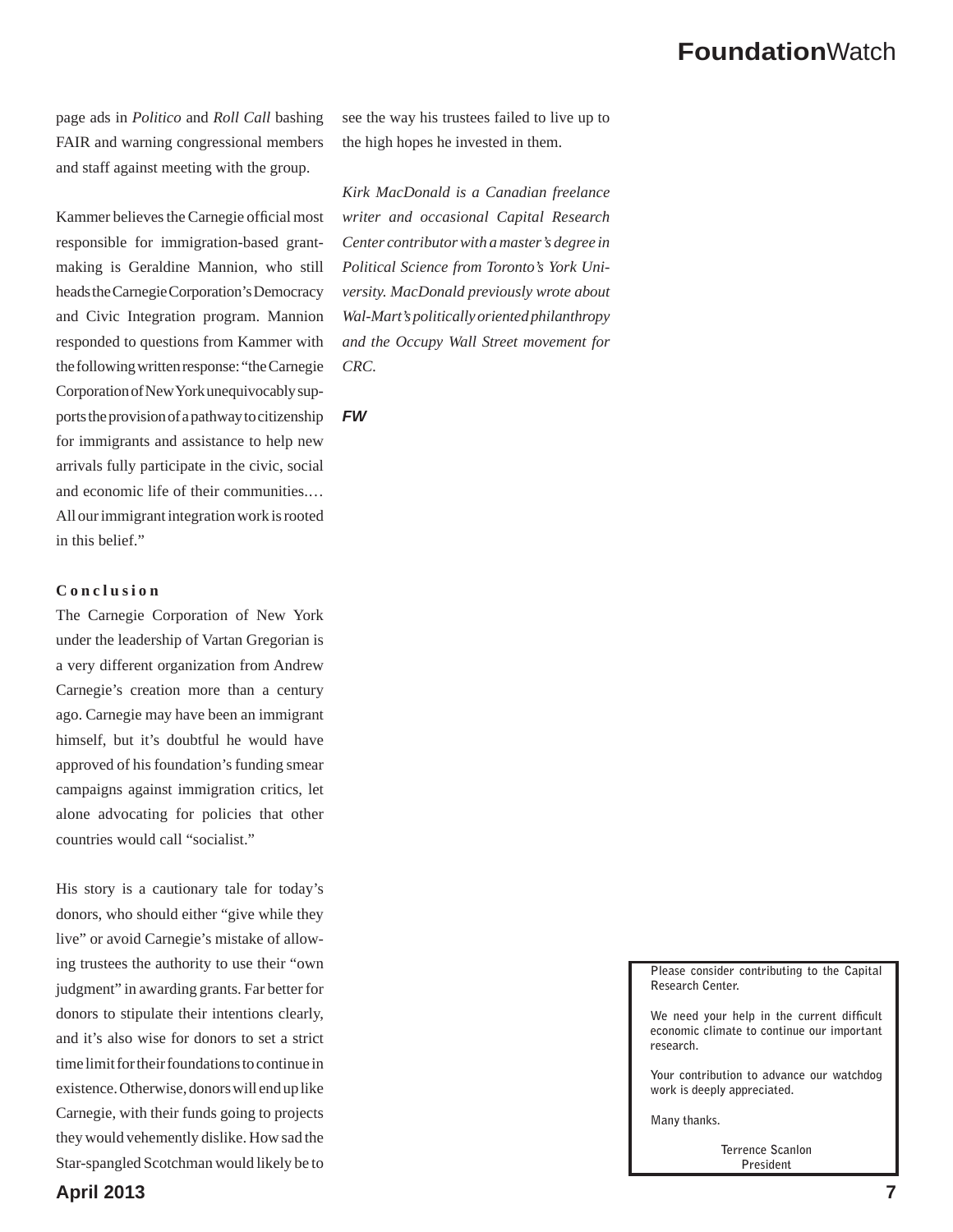page ads in *Politico* and *Roll Call* bashing FAIR and warning congressional members and staff against meeting with the group.

Kammer believes the Carnegie official most responsible for immigration-based grant-making is Geraldine Mannion, who still heads the Carnegie Corporation's Democracy and Civic Integration program. Mannion responded to questions from Kammer with the following written response: "the Carnegie Corporation of New York unequivocably supports the provision of a pathway to citizenship for immigrants and assistance to help new arrivals fully participate in the civic, social and economic life of their communities.… All our immigrant integration work is rooted in this belief."

**Conclusion**

The Carnegie Corporation of New York under the leadership of Vartan Gregorian is a very different organization from Andrew Carnegie's creation more than a century ago. Carnegie may have been an immigrant himself, but it's doubtful he would have approved of his foundation's funding smear campaigns against immigration critics, let alone advocating for policies that other countries would call "socialist."

His story is a cautionary tale for today's donors, who should either "give while they live" or avoid Carnegie's mistake of allowing trustees the authority to use their "own judgment" in awarding grants. Far better for donors to stipulate their intentions clearly, and it's also wise for donors to set a strict time limit for their foundations to continue in existence. Otherwise, donors will end up like Carnegie, with their funds going to projects they would vehemently dislike. How sad the Star-spangled Scotchman would likely be to see the way his trustees failed to live up to the high hopes he invested in them.

*Kirk MacDonald is a Canadian freelance writer and occasional Capital Research Center contributor with a master's degree in Political Science from Toronto's York University. MacDonald previously wrote about Wal-Mart's politically oriented philanthropy and the Occupy Wall Street movement for CRC.*

***FW***

Please consider contributing to the Capital Research Center.

We need your help in the current difficult economic climate to continue our important research.

Your contribution to advance our watchdog work is deeply appreciated.

Many thanks.

Terrence Scanlon
President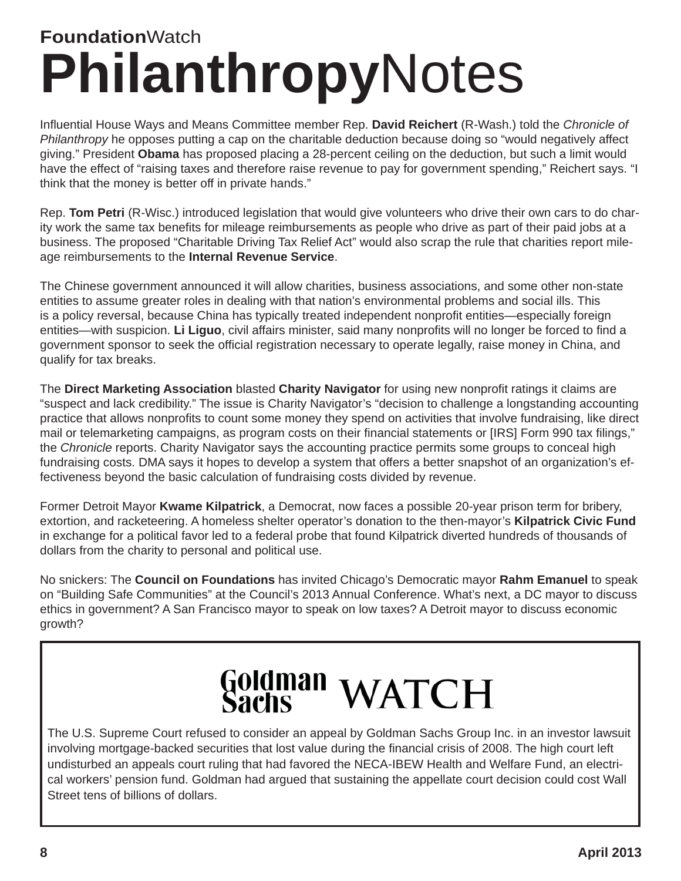**Foundation**Watch

# **Philanthropy**Notes

Influential House Ways and Means Committee member Rep. **David Reichert** (R-Wash.) told the *Chronicle of Philanthropy* he opposes putting a cap on the charitable deduction because doing so "would negatively affect giving." President **Obama** has proposed placing a 28-percent ceiling on the deduction, but such a limit would have the effect of "raising taxes and therefore raise revenue to pay for government spending," Reichert says. "I think that the money is better off in private hands."

Rep. **Tom Petri** (R-Wisc.) introduced legislation that would give volunteers who drive their own cars to do charity work the same tax benefits for mileage reimbursements as people who drive as part of their paid jobs at a business. The proposed "Charitable Driving Tax Relief Act" would also scrap the rule that charities report mileage reimbursements to the **Internal Revenue Service**.

The Chinese government announced it will allow charities, business associations, and some other non-state entities to assume greater roles in dealing with that nation's environmental problems and social ills. This is a policy reversal, because China has typically treated independent nonprofit entities—especially foreign entities—with suspicion. **Li Liguo**, civil affairs minister, said many nonprofits will no longer be forced to find a government sponsor to seek the official registration necessary to operate legally, raise money in China, and qualify for tax breaks.

The **Direct Marketing Association** blasted **Charity Navigator** for using new nonprofit ratings it claims are "suspect and lack credibility." The issue is Charity Navigator's "decision to challenge a longstanding accounting practice that allows nonprofits to count some money they spend on activities that involve fundraising, like direct mail or telemarketing campaigns, as program costs on their financial statements or [IRS] Form 990 tax filings," the *Chronicle* reports. Charity Navigator says the accounting practice permits some groups to conceal high fundraising costs. DMA says it hopes to develop a system that offers a better snapshot of an organization's effectiveness beyond the basic calculation of fundraising costs divided by revenue.

Former Detroit Mayor **Kwame Kilpatrick**, a Democrat, now faces a possible 20-year prison term for bribery, extortion, and racketeering. A homeless shelter operator's donation to the then-mayor's **Kilpatrick Civic Fund** in exchange for a political favor led to a federal probe that found Kilpatrick diverted hundreds of thousands of dollars from the charity to personal and political use.

No snickers: The **Council on Foundations** has invited Chicago's Democratic mayor **Rahm Emanuel** to speak on "Building Safe Communities" at the Council's 2013 Annual Conference. What's next, a DC mayor to discuss ethics in government? A San Francisco mayor to speak on low taxes? A Detroit mayor to discuss economic growth?

## Goldman Sachs WATCH

The U.S. Supreme Court refused to consider an appeal by Goldman Sachs Group Inc. in an investor lawsuit involving mortgage-backed securities that lost value during the financial crisis of 2008. The high court left undisturbed an appeals court ruling that had favored the NECA-IBEW Health and Welfare Fund, an electrical workers' pension fund. Goldman had argued that sustaining the appellate court decision could cost Wall Street tens of billions of dollars.